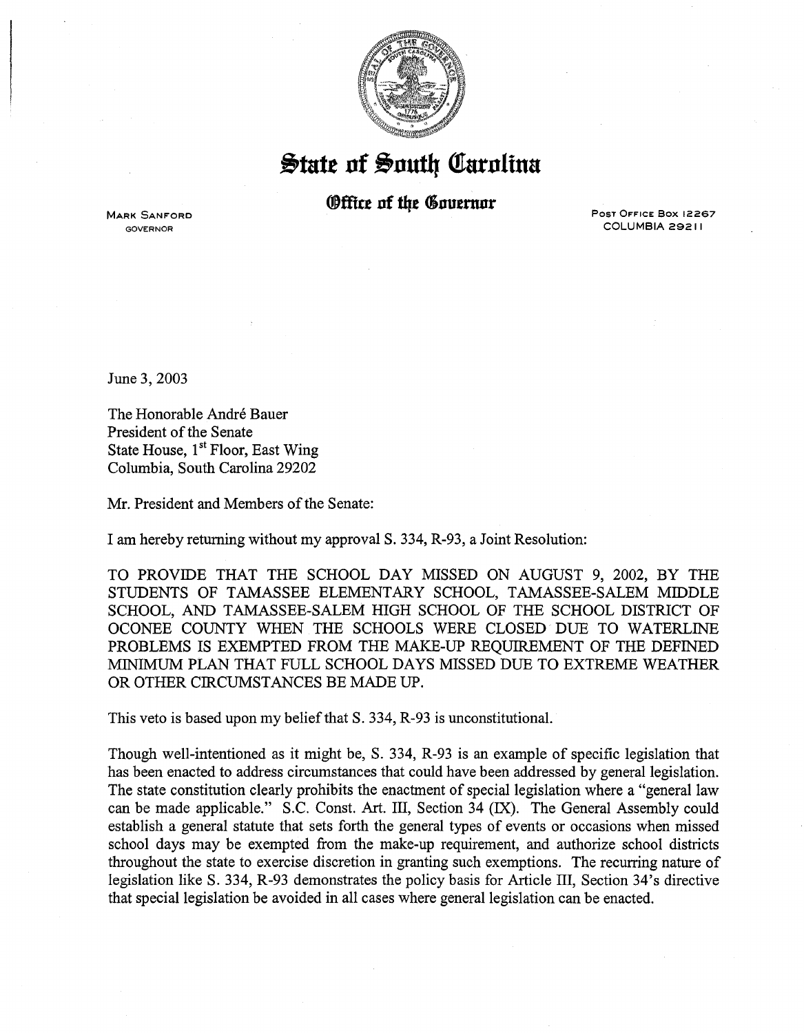# State of South Carolina

## Office of the Governor

MARK SANFORD
GOVERNOR

POST OFFICE BOX 12267
COLUMBIA 29211

June 3, 2003

The Honorable André Bauer
President of the Senate
State House, 1st Floor, East Wing
Columbia, South Carolina 29202

Mr. President and Members of the Senate:

I am hereby returning without my approval S. 334, R-93, a Joint Resolution:

TO PROVIDE THAT THE SCHOOL DAY MISSED ON AUGUST 9, 2002, BY THE STUDENTS OF TAMASSEE ELEMENTARY SCHOOL, TAMASSEE-SALEM MIDDLE SCHOOL, AND TAMASSEE-SALEM HIGH SCHOOL OF THE SCHOOL DISTRICT OF OCONEE COUNTY WHEN THE SCHOOLS WERE CLOSED DUE TO WATERLINE PROBLEMS IS EXEMPTED FROM THE MAKE-UP REQUIREMENT OF THE DEFINED MINIMUM PLAN THAT FULL SCHOOL DAYS MISSED DUE TO EXTREME WEATHER OR OTHER CIRCUMSTANCES BE MADE UP.

This veto is based upon my belief that S. 334, R-93 is unconstitutional.

Though well-intentioned as it might be, S. 334, R-93 is an example of specific legislation that has been enacted to address circumstances that could have been addressed by general legislation. The state constitution clearly prohibits the enactment of special legislation where a "general law can be made applicable." S.C. Const. Art. III, Section 34 (IX). The General Assembly could establish a general statute that sets forth the general types of events or occasions when missed school days may be exempted from the make-up requirement, and authorize school districts throughout the state to exercise discretion in granting such exemptions. The recurring nature of legislation like S. 334, R-93 demonstrates the policy basis for Article III, Section 34's directive that special legislation be avoided in all cases where general legislation can be enacted.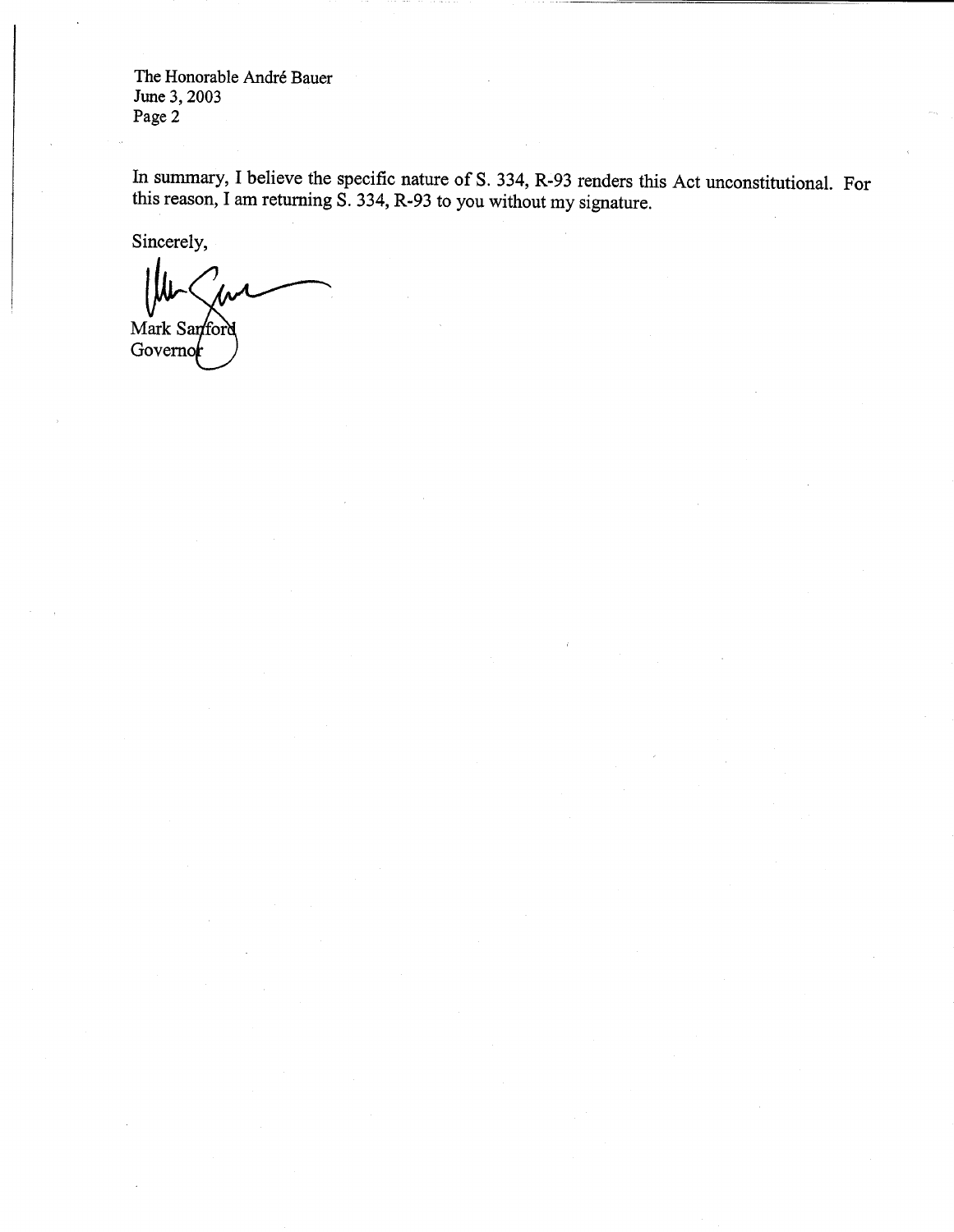The Honorable André Bauer
June 3, 2003
Page 2

In summary, I believe the specific nature of S. 334, R-93 renders this Act unconstitutional. For this reason, I am returning S. 334, R-93 to you without my signature.

Sincerely,

Mark Sanford
Governor